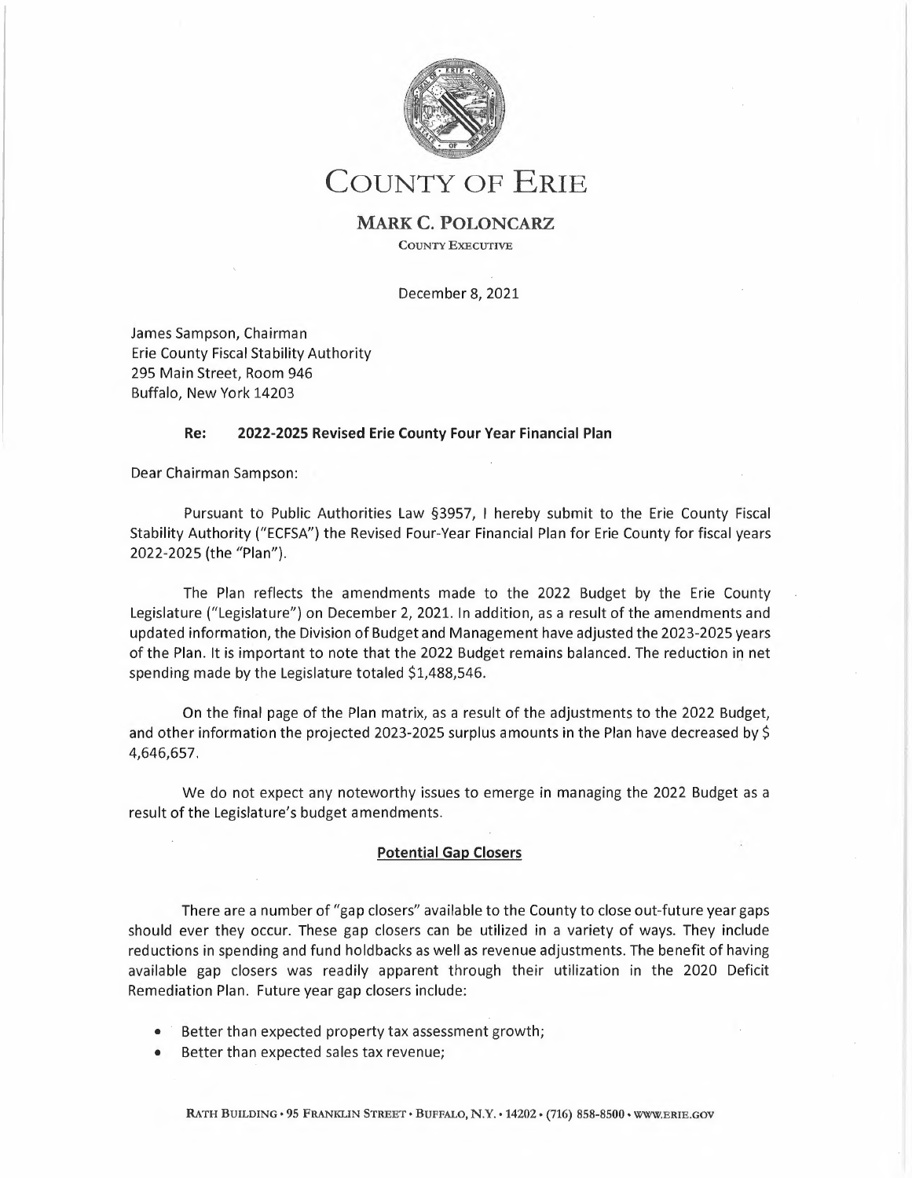# COUNTY OF ERIE

**MARK C. POLONCARZ**

COUNTY EXECUTIVE

December 8, 2021

James Sampson, Chairman
Erie County Fiscal Stability Authority
295 Main Street, Room 946
Buffalo, New York 14203

**Re: 2022-2025 Revised Erie County Four Year Financial Plan**

Dear Chairman Sampson:

Pursuant to Public Authorities Law §3957, I hereby submit to the Erie County Fiscal Stability Authority ("ECFSA") the Revised Four-Year Financial Plan for Erie County for fiscal years 2022-2025 (the "Plan").

The Plan reflects the amendments made to the 2022 Budget by the Erie County Legislature ("Legislature") on December 2, 2021. In addition, as a result of the amendments and updated information, the Division of Budget and Management have adjusted the 2023-2025 years of the Plan. It is important to note that the 2022 Budget remains balanced. The reduction in net spending made by the Legislature totaled $1,488,546.

On the final page of the Plan matrix, as a result of the adjustments to the 2022 Budget, and other information the projected 2023-2025 surplus amounts in the Plan have decreased by $ 4,646,657.

We do not expect any noteworthy issues to emerge in managing the 2022 Budget as a result of the Legislature's budget amendments.

**Potential Gap Closers**

There are a number of "gap closers" available to the County to close out-future year gaps should ever they occur. These gap closers can be utilized in a variety of ways. They include reductions in spending and fund holdbacks as well as revenue adjustments. The benefit of having available gap closers was readily apparent through their utilization in the 2020 Deficit Remediation Plan. Future year gap closers include:

- Better than expected property tax assessment growth;
- Better than expected sales tax revenue;

RATH BUILDING • 95 FRANKLIN STREET • BUFFALO, N.Y. • 14202 • (716) 858-8500 • WWW.ERIE.GOV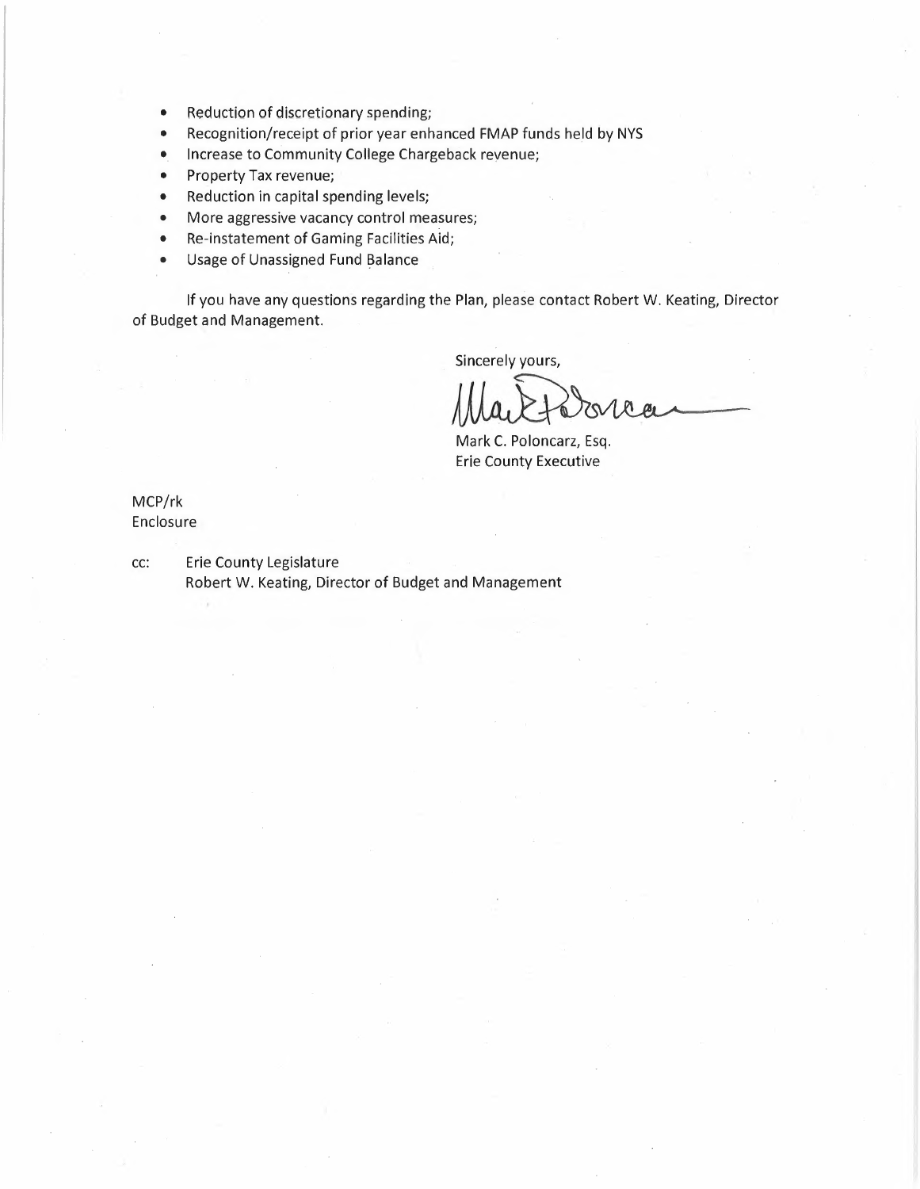- Reduction of discretionary spending;
- Recognition/receipt of prior year enhanced FMAP funds held by NYS
- Increase to Community College Chargeback revenue;
- Property Tax revenue;
- Reduction in capital spending levels;
- More aggressive vacancy control measures;
- Re-instatement of Gaming Facilities Aid;
- Usage of Unassigned Fund Balance

If you have any questions regarding the Plan, please contact Robert W. Keating, Director of Budget and Management.

Sincerely yours,

Mark C. Poloncarz, Esq.
Erie County Executive

MCP/rk
Enclosure

cc: Erie County Legislature
Robert W. Keating, Director of Budget and Management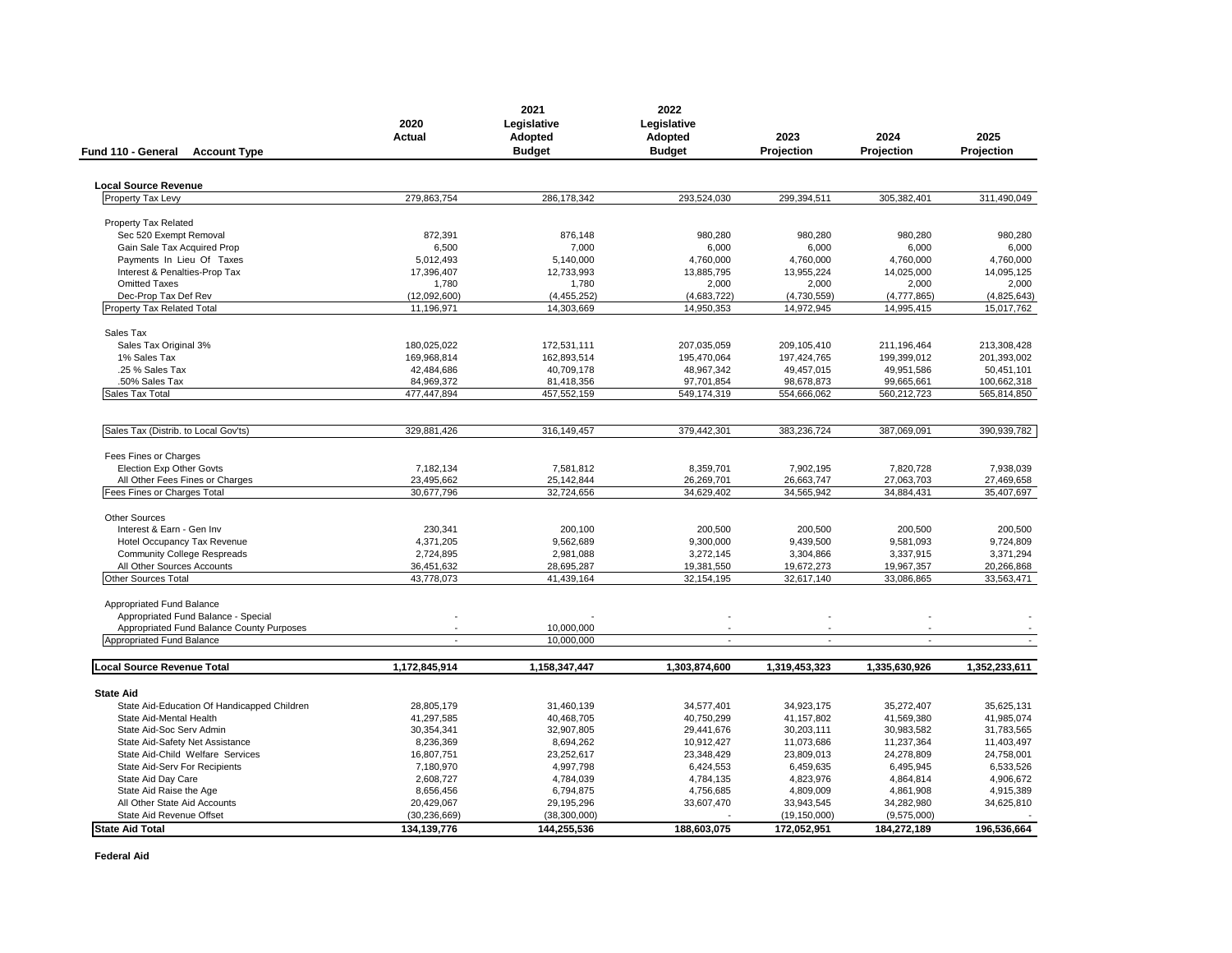| Fund 110 - General Account Type | 2020 Actual | 2021 Legislative Adopted Budget | 2022 Legislative Adopted Budget | 2023 Projection | 2024 Projection | 2025 Projection |
|---|---|---|---|---|---|---|
| **Local Source Revenue** | | | | | | |
| Property Tax Levy | 279,863,754 | 286,178,342 | 293,524,030 | 299,394,511 | 305,382,401 | 311,490,049 |
| Property Tax Related | | | | | | |
| Sec 520 Exempt Removal | 872,391 | 876,148 | 980,280 | 980,280 | 980,280 | 980,280 |
| Gain Sale Tax Acquired Prop | 6,500 | 7,000 | 6,000 | 6,000 | 6,000 | 6,000 |
| Payments In Lieu Of Taxes | 5,012,493 | 5,140,000 | 4,760,000 | 4,760,000 | 4,760,000 | 4,760,000 |
| Interest & Penalties-Prop Tax | 17,396,407 | 12,733,993 | 13,885,795 | 13,955,224 | 14,025,000 | 14,095,125 |
| Omitted Taxes | 1,780 | 1,780 | 2,000 | 2,000 | 2,000 | 2,000 |
| Dec-Prop Tax Def Rev | (12,092,600) | (4,455,252) | (4,683,722) | (4,730,559) | (4,777,865) | (4,825,643) |
| Property Tax Related Total | 11,196,971 | 14,303,669 | 14,950,353 | 14,972,945 | 14,995,415 | 15,017,762 |
| Sales Tax | | | | | | |
| Sales Tax Original 3% | 180,025,022 | 172,531,111 | 207,035,059 | 209,105,410 | 211,196,464 | 213,308,428 |
| 1% Sales Tax | 169,968,814 | 162,893,514 | 195,470,064 | 197,424,765 | 199,399,012 | 201,393,002 |
| .25 % Sales Tax | 42,484,686 | 40,709,178 | 48,967,342 | 49,457,015 | 49,951,586 | 50,451,101 |
| .50% Sales Tax | 84,969,372 | 81,418,356 | 97,701,854 | 98,678,873 | 99,665,661 | 100,662,318 |
| Sales Tax Total | 477,447,894 | 457,552,159 | 549,174,319 | 554,666,062 | 560,212,723 | 565,814,850 |
| Sales Tax (Distrib. to Local Gov'ts) | 329,881,426 | 316,149,457 | 379,442,301 | 383,236,724 | 387,069,091 | 390,939,782 |
| Fees Fines or Charges | | | | | | |
| Election Exp Other Govts | 7,182,134 | 7,581,812 | 8,359,701 | 7,902,195 | 7,820,728 | 7,938,039 |
| All Other Fees Fines or Charges | 23,495,662 | 25,142,844 | 26,269,701 | 26,663,747 | 27,063,703 | 27,469,658 |
| Fees Fines or Charges Total | 30,677,796 | 32,724,656 | 34,629,402 | 34,565,942 | 34,884,431 | 35,407,697 |
| Other Sources | | | | | | |
| Interest & Earn - Gen Inv | 230,341 | 200,100 | 200,500 | 200,500 | 200,500 | 200,500 |
| Hotel Occupancy Tax Revenue | 4,371,205 | 9,562,689 | 9,300,000 | 9,439,500 | 9,581,093 | 9,724,809 |
| Community College Respreads | 2,724,895 | 2,981,088 | 3,272,145 | 3,304,866 | 3,337,915 | 3,371,294 |
| All Other Sources Accounts | 36,451,632 | 28,695,287 | 19,381,550 | 19,672,273 | 19,967,357 | 20,266,868 |
| Other Sources Total | 43,778,073 | 41,439,164 | 32,154,195 | 32,617,140 | 33,086,865 | 33,563,471 |
| Appropriated Fund Balance | | | | | | |
| Appropriated Fund Balance - Special | - | - | - | - | - | - |
| Appropriated Fund Balance County Purposes | - | 10,000,000 | - | - | - | - |
| Appropriated Fund Balance | - | 10,000,000 | - | - | - | - |
| **Local Source Revenue Total** | **1,172,845,914** | **1,158,347,447** | **1,303,874,600** | **1,319,453,323** | **1,335,630,926** | **1,352,233,611** |
| **State Aid** | | | | | | |
| State Aid-Education Of Handicapped Children | 28,805,179 | 31,460,139 | 34,577,401 | 34,923,175 | 35,272,407 | 35,625,131 |
| State Aid-Mental Health | 41,297,585 | 40,468,705 | 40,750,299 | 41,157,802 | 41,569,380 | 41,985,074 |
| State Aid-Soc Serv Admin | 30,354,341 | 32,907,805 | 29,441,676 | 30,203,111 | 30,983,582 | 31,783,565 |
| State Aid-Safety Net Assistance | 8,236,369 | 8,694,262 | 10,912,427 | 11,073,686 | 11,237,364 | 11,403,497 |
| State Aid-Child Welfare Services | 16,807,751 | 23,252,617 | 23,348,429 | 23,809,013 | 24,278,809 | 24,758,001 |
| State Aid-Serv For Recipients | 7,180,970 | 4,997,798 | 6,424,553 | 6,459,635 | 6,495,945 | 6,533,526 |
| State Aid Day Care | 2,608,727 | 4,784,039 | 4,784,135 | 4,823,976 | 4,864,814 | 4,906,672 |
| State Aid Raise the Age | 8,656,456 | 6,794,875 | 4,756,685 | 4,809,009 | 4,861,908 | 4,915,389 |
| All Other State Aid Accounts | 20,429,067 | 29,195,296 | 33,607,470 | 33,943,545 | 34,282,980 | 34,625,810 |
| State Aid Revenue Offset | (30,236,669) | (38,300,000) | - | (19,150,000) | (9,575,000) | - |
| **State Aid Total** | **134,139,776** | **144,255,536** | **188,603,075** | **172,052,951** | **184,272,189** | **196,536,664** |

**Federal Aid**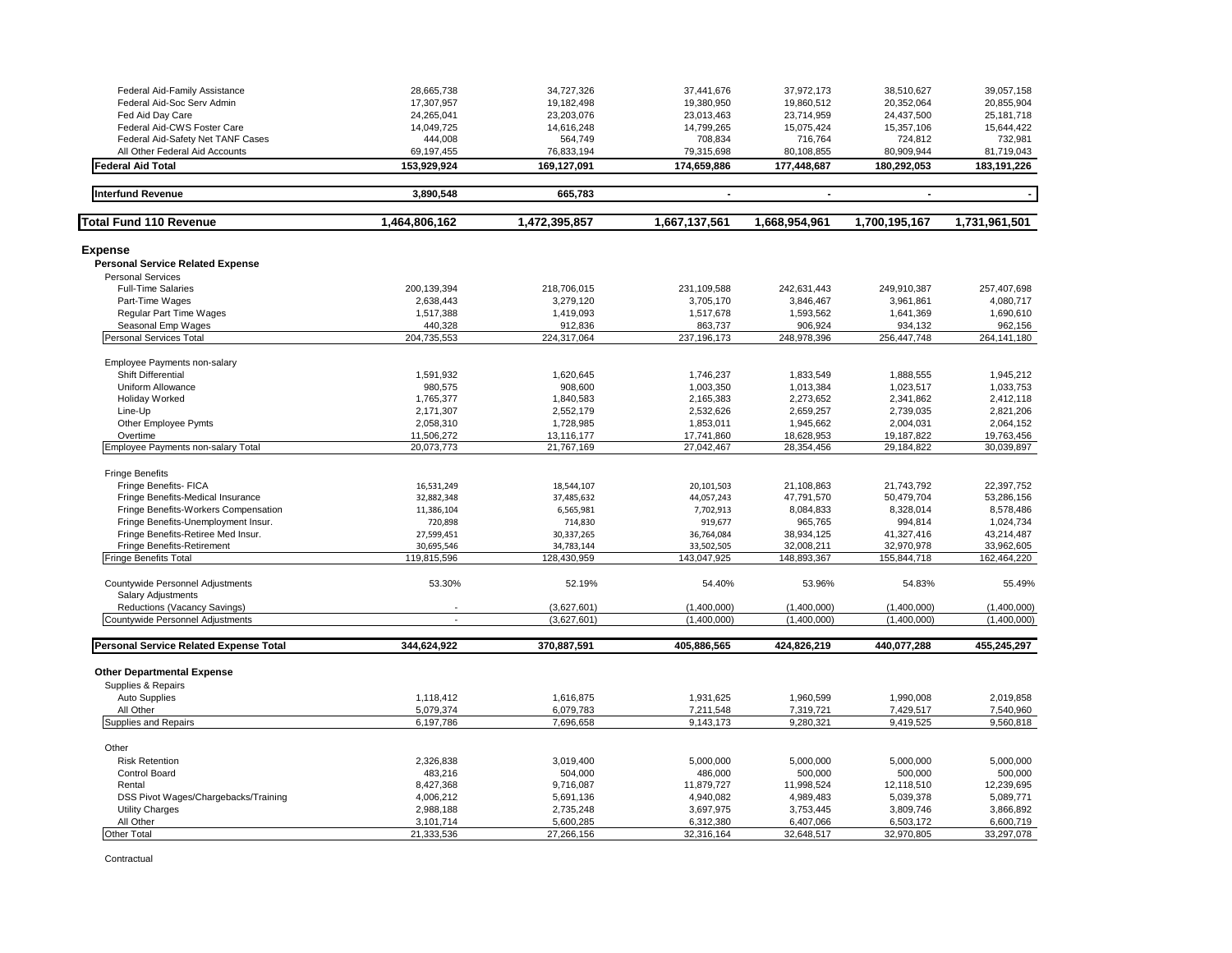| | | | | | | |
|---|---|---|---|---|---|---|
| Federal Aid-Family Assistance | 28,665,738 | 34,727,326 | 37,441,676 | 37,972,173 | 38,510,627 | 39,057,158 |
| Federal Aid-Soc Serv Admin | 17,307,957 | 19,182,498 | 19,380,950 | 19,860,512 | 20,352,064 | 20,855,904 |
| Fed Aid Day Care | 24,265,041 | 23,203,076 | 23,013,463 | 23,714,959 | 24,437,500 | 25,181,718 |
| Federal Aid-CWS Foster Care | 14,049,725 | 14,616,248 | 14,799,265 | 15,075,424 | 15,357,106 | 15,644,422 |
| Federal Aid-Safety Net TANF Cases | 444,008 | 564,749 | 708,834 | 716,764 | 724,812 | 732,981 |
| All Other Federal Aid Accounts | 69,197,455 | 76,833,194 | 79,315,698 | 80,108,855 | 80,909,944 | 81,719,043 |
| **Federal Aid Total** | **153,929,924** | **169,127,091** | **174,659,886** | **177,448,687** | **180,292,053** | **183,191,226** |
| **Interfund Revenue** | **3,890,548** | **665,783** | **-** | **-** | **-** | **-** |
| **Total Fund 110 Revenue** | **1,464,806,162** | **1,472,395,857** | **1,667,137,561** | **1,668,954,961** | **1,700,195,167** | **1,731,961,501** |

## Expense

**Personal Service Related Expense**

| | | | | | | |
|---|---|---|---|---|---|---|
| Personal Services | | | | | | |
| Full-Time Salaries | 200,139,394 | 218,706,015 | 231,109,588 | 242,631,443 | 249,910,387 | 257,407,698 |
| Part-Time Wages | 2,638,443 | 3,279,120 | 3,705,170 | 3,846,467 | 3,961,861 | 4,080,717 |
| Regular Part Time Wages | 1,517,388 | 1,419,093 | 1,517,678 | 1,593,562 | 1,641,369 | 1,690,610 |
| Seasonal Emp Wages | 440,328 | 912,836 | 863,737 | 906,924 | 934,132 | 962,156 |
| Personal Services Total | 204,735,553 | 224,317,064 | 237,196,173 | 248,978,396 | 256,447,748 | 264,141,180 |
| Employee Payments non-salary | | | | | | |
| Shift Differential | 1,591,932 | 1,620,645 | 1,746,237 | 1,833,549 | 1,888,555 | 1,945,212 |
| Uniform Allowance | 980,575 | 908,600 | 1,003,350 | 1,013,384 | 1,023,517 | 1,033,753 |
| Holiday Worked | 1,765,377 | 1,840,583 | 2,165,383 | 2,273,652 | 2,341,862 | 2,412,118 |
| Line-Up | 2,171,307 | 2,552,179 | 2,532,626 | 2,659,257 | 2,739,035 | 2,821,206 |
| Other Employee Pymts | 2,058,310 | 1,728,985 | 1,853,011 | 1,945,662 | 2,004,031 | 2,064,152 |
| Overtime | 11,506,272 | 13,116,177 | 17,741,860 | 18,628,953 | 19,187,822 | 19,763,456 |
| Employee Payments non-salary Total | 20,073,773 | 21,767,169 | 27,042,467 | 28,354,456 | 29,184,822 | 30,039,897 |
| Fringe Benefits | | | | | | |
| Fringe Benefits- FICA | 16,531,249 | 18,544,107 | 20,101,503 | 21,108,863 | 21,743,792 | 22,397,752 |
| Fringe Benefits-Medical Insurance | 32,882,348 | 37,485,632 | 44,057,243 | 47,791,570 | 50,479,704 | 53,286,156 |
| Fringe Benefits-Workers Compensation | 11,386,104 | 6,565,981 | 7,702,913 | 8,084,833 | 8,328,014 | 8,578,486 |
| Fringe Benefits-Unemployment Insur. | 720,898 | 714,830 | 919,677 | 965,765 | 994,814 | 1,024,734 |
| Fringe Benefits-Retiree Med Insur. | 27,599,451 | 30,337,265 | 36,764,084 | 38,934,125 | 41,327,416 | 43,214,487 |
| Fringe Benefits-Retirement | 30,695,546 | 34,783,144 | 33,502,505 | 32,008,211 | 32,970,978 | 33,962,605 |
| Fringe Benefits Total | 119,815,596 | 128,430,959 | 143,047,925 | 148,893,367 | 155,844,718 | 162,464,220 |
| Countywide Personnel Adjustments | 53.30% | 52.19% | 54.40% | 53.96% | 54.83% | 55.49% |
| Salary Adjustments | | | | | | |
| Reductions (Vacancy Savings) | - | (3,627,601) | (1,400,000) | (1,400,000) | (1,400,000) | (1,400,000) |
| Countywide Personnel Adjustments | - | (3,627,601) | (1,400,000) | (1,400,000) | (1,400,000) | (1,400,000) |
| **Personal Service Related Expense Total** | **344,624,922** | **370,887,591** | **405,886,565** | **424,826,219** | **440,077,288** | **455,245,297** |

**Other Departmental Expense**

| | | | | | | |
|---|---|---|---|---|---|---|
| Supplies & Repairs | | | | | | |
| Auto Supplies | 1,118,412 | 1,616,875 | 1,931,625 | 1,960,599 | 1,990,008 | 2,019,858 |
| All Other | 5,079,374 | 6,079,783 | 7,211,548 | 7,319,721 | 7,429,517 | 7,540,960 |
| Supplies and Repairs | 6,197,786 | 7,696,658 | 9,143,173 | 9,280,321 | 9,419,525 | 9,560,818 |
| Other | | | | | | |
| Risk Retention | 2,326,838 | 3,019,400 | 5,000,000 | 5,000,000 | 5,000,000 | 5,000,000 |
| Control Board | 483,216 | 504,000 | 486,000 | 500,000 | 500,000 | 500,000 |
| Rental | 8,427,368 | 9,716,087 | 11,879,727 | 11,998,524 | 12,118,510 | 12,239,695 |
| DSS Pivot Wages/Chargebacks/Training | 4,006,212 | 5,691,136 | 4,940,082 | 4,989,483 | 5,039,378 | 5,089,771 |
| Utility Charges | 2,988,188 | 2,735,248 | 3,697,975 | 3,753,445 | 3,809,746 | 3,866,892 |
| All Other | 3,101,714 | 5,600,285 | 6,312,380 | 6,407,066 | 6,503,172 | 6,600,719 |
| Other Total | 21,333,536 | 27,266,156 | 32,316,164 | 32,648,517 | 32,970,805 | 33,297,078 |

Contractual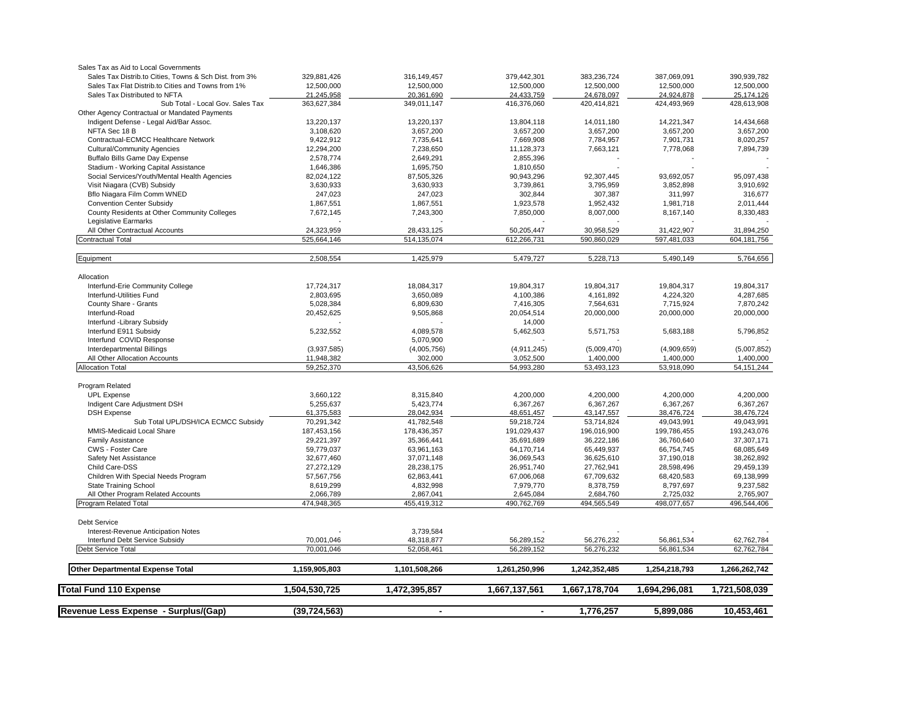| | | | | | | |
|---|---|---|---|---|---|---|
| Sales Tax as Aid to Local Governments | | | | | | |
| Sales Tax Distrib.to Cities, Towns & Sch Dist. from 3% | 329,881,426 | 316,149,457 | 379,442,301 | 383,236,724 | 387,069,091 | 390,939,782 |
| Sales Tax Flat Distrib.to Cities and Towns from 1% | 12,500,000 | 12,500,000 | 12,500,000 | 12,500,000 | 12,500,000 | 12,500,000 |
| Sales Tax Distributed to NFTA | 21,245,958 | 20,361,690 | 24,433,759 | 24,678,097 | 24,924,878 | 25,174,126 |
| Sub Total - Local Gov. Sales Tax | 363,627,384 | 349,011,147 | 416,376,060 | 420,414,821 | 424,493,969 | 428,613,908 |
| Other Agency Contractual or Mandated Payments | | | | | | |
| Indigent Defense - Legal Aid/Bar Assoc. | 13,220,137 | 13,220,137 | 13,804,118 | 14,011,180 | 14,221,347 | 14,434,668 |
| NFTA Sec 18 B | 3,108,620 | 3,657,200 | 3,657,200 | 3,657,200 | 3,657,200 | 3,657,200 |
| Contractual-ECMCC Healthcare Network | 9,422,912 | 7,735,641 | 7,669,908 | 7,784,957 | 7,901,731 | 8,020,257 |
| Cultural/Community Agencies | 12,294,200 | 7,238,650 | 11,128,373 | 7,663,121 | 7,778,068 | 7,894,739 |
| Buffalo Bills Game Day Expense | 2,578,774 | 2,649,291 | 2,855,396 | - | - | - |
| Stadium - Working Capital Assistance | 1,646,386 | 1,695,750 | 1,810,650 | - | - | - |
| Social Services/Youth/Mental Health Agencies | 82,024,122 | 87,505,326 | 90,943,296 | 92,307,445 | 93,692,057 | 95,097,438 |
| Visit Niagara (CVB) Subsidy | 3,630,933 | 3,630,933 | 3,739,861 | 3,795,959 | 3,852,898 | 3,910,692 |
| Bflo Niagara Film Comm WNED | 247,023 | 247,023 | 302,844 | 307,387 | 311,997 | 316,677 |
| Convention Center Subsidy | 1,867,551 | 1,867,551 | 1,923,578 | 1,952,432 | 1,981,718 | 2,011,444 |
| County Residents at Other Community Colleges | 7,672,145 | 7,243,300 | 7,850,000 | 8,007,000 | 8,167,140 | 8,330,483 |
| Legislative Earmarks | - | - | - | - | - | - |
| All Other Contractual Accounts | 24,323,959 | 28,433,125 | 50,205,447 | 30,958,529 | 31,422,907 | 31,894,250 |
| Contractual Total | 525,664,146 | 514,135,074 | 612,266,731 | 590,860,029 | 597,481,033 | 604,181,756 |
| Equipment | 2,508,554 | 1,425,979 | 5,479,727 | 5,228,713 | 5,490,149 | 5,764,656 |
| Allocation | | | | | | |
| Interfund-Erie Community College | 17,724,317 | 18,084,317 | 19,804,317 | 19,804,317 | 19,804,317 | 19,804,317 |
| Interfund-Utilities Fund | 2,803,695 | 3,650,089 | 4,100,386 | 4,161,892 | 4,224,320 | 4,287,685 |
| County Share - Grants | 5,028,384 | 6,809,630 | 7,416,305 | 7,564,631 | 7,715,924 | 7,870,242 |
| Interfund-Road | 20,452,625 | 9,505,868 | 20,054,514 | 20,000,000 | 20,000,000 | 20,000,000 |
| Interfund -Library Subsidy | - | - | 14,000 | | | |
| Interfund E911 Subsidy | 5,232,552 | 4,089,578 | 5,462,503 | 5,571,753 | 5,683,188 | 5,796,852 |
| Interfund COVID Response | - | 5,070,900 | - | - | - | - |
| Interdepartmental Billings | (3,937,585) | (4,005,756) | (4,911,245) | (5,009,470) | (4,909,659) | (5,007,852) |
| All Other Allocation Accounts | 11,948,382 | 302,000 | 3,052,500 | 1,400,000 | 1,400,000 | 1,400,000 |
| Allocation Total | 59,252,370 | 43,506,626 | 54,993,280 | 53,493,123 | 53,918,090 | 54,151,244 |
| Program Related | | | | | | |
| UPL Expense | 3,660,122 | 8,315,840 | 4,200,000 | 4,200,000 | 4,200,000 | 4,200,000 |
| Indigent Care Adjustment DSH | 5,255,637 | 5,423,774 | 6,367,267 | 6,367,267 | 6,367,267 | 6,367,267 |
| DSH Expense | 61,375,583 | 28,042,934 | 48,651,457 | 43,147,557 | 38,476,724 | 38,476,724 |
| Sub Total UPL/DSH/ICA ECMCC Subsidy | 70,291,342 | 41,782,548 | 59,218,724 | 53,714,824 | 49,043,991 | 49,043,991 |
| MMIS-Medicaid Local Share | 187,453,156 | 178,436,357 | 191,029,437 | 196,016,900 | 199,786,455 | 193,243,076 |
| Family Assistance | 29,221,397 | 35,366,441 | 35,691,689 | 36,222,186 | 36,760,640 | 37,307,171 |
| CWS - Foster Care | 59,779,037 | 63,961,163 | 64,170,714 | 65,449,937 | 66,754,745 | 68,085,649 |
| Safety Net Assistance | 32,677,460 | 37,071,148 | 36,069,543 | 36,625,610 | 37,190,018 | 38,262,892 |
| Child Care-DSS | 27,272,129 | 28,238,175 | 26,951,740 | 27,762,941 | 28,598,496 | 29,459,139 |
| Children With Special Needs Program | 57,567,756 | 62,863,441 | 67,006,068 | 67,709,632 | 68,420,583 | 69,138,999 |
| State Training School | 8,619,299 | 4,832,998 | 7,979,770 | 8,378,759 | 8,797,697 | 9,237,582 |
| All Other Program Related Accounts | 2,066,789 | 2,867,041 | 2,645,084 | 2,684,760 | 2,725,032 | 2,765,907 |
| Program Related Total | 474,948,365 | 455,419,312 | 490,762,769 | 494,565,549 | 498,077,657 | 496,544,406 |
| Debt Service | | | | | | |
| Interest-Revenue Anticipation Notes | - | 3,739,584 | - | - | - | - |
| Interfund Debt Service Subsidy | 70,001,046 | 48,318,877 | 56,289,152 | 56,276,232 | 56,861,534 | 62,762,784 |
| Debt Service Total | 70,001,046 | 52,058,461 | 56,289,152 | 56,276,232 | 56,861,534 | 62,762,784 |
| **Other Departmental Expense Total** | **1,159,905,803** | **1,101,508,266** | **1,261,250,996** | **1,242,352,485** | **1,254,218,793** | **1,266,262,742** |
| **Total Fund 110 Expense** | **1,504,530,725** | **1,472,395,857** | **1,667,137,561** | **1,667,178,704** | **1,694,296,081** | **1,721,508,039** |
| **Revenue Less Expense - Surplus/(Gap)** | **(39,724,563)** | **-** | **-** | **1,776,257** | **5,899,086** | **10,453,461** |